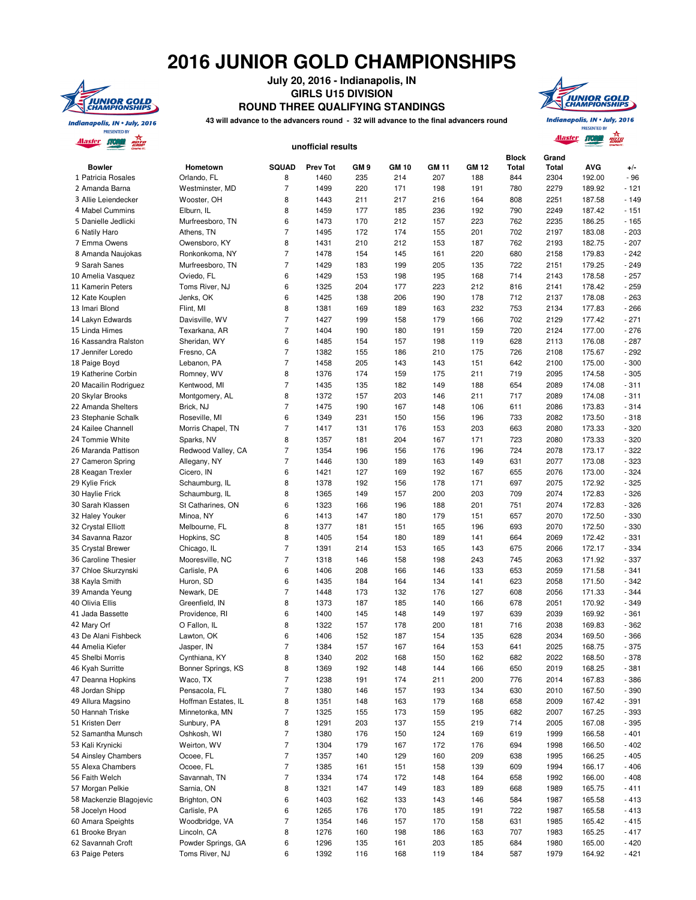# 2016 JUNIOR GOLD CHAMPIONSHIPS

## July 20, 2016 - Indianapolis, IN
## GIRLS U15 DIVISION
## ROUND THREE QUALIFYING STANDINGS

43 will advance to the advancers round - 32 will advance to the final advancers round

unofficial results

| | Bowler | Hometown | SQUAD | Prev Tot | GM 9 | GM 10 | GM 11 | GM 12 | Block Total | Grand Total | AVG | +/- |
|---|---|---|---|---|---|---|---|---|---|---|---|---|
| 1 | Patricia Rosales | Orlando, FL | 8 | 1460 | 235 | 214 | 207 | 188 | 844 | 2304 | 192.00 | - 96 |
| 2 | Amanda Barna | Westminster, MD | 7 | 1499 | 220 | 171 | 198 | 191 | 780 | 2279 | 189.92 | - 121 |
| 3 | Allie Leiendecker | Wooster, OH | 8 | 1443 | 211 | 217 | 216 | 164 | 808 | 2251 | 187.58 | - 149 |
| 4 | Mabel Cummins | Elburn, IL | 8 | 1459 | 177 | 185 | 236 | 192 | 790 | 2249 | 187.42 | - 151 |
| 5 | Danielle Jedlicki | Murfreesboro, TN | 6 | 1473 | 170 | 212 | 157 | 223 | 762 | 2235 | 186.25 | - 165 |
| 6 | Natily Haro | Athens, TN | 7 | 1495 | 172 | 174 | 155 | 201 | 702 | 2197 | 183.08 | - 203 |
| 7 | Emma Owens | Owensboro, KY | 8 | 1431 | 210 | 212 | 153 | 187 | 762 | 2193 | 182.75 | - 207 |
| 8 | Amanda Naujokas | Ronkonkoma, NY | 7 | 1478 | 154 | 145 | 161 | 220 | 680 | 2158 | 179.83 | - 242 |
| 9 | Sarah Sanes | Murfreesboro, TN | 7 | 1429 | 183 | 199 | 205 | 135 | 722 | 2151 | 179.25 | - 249 |
| 10 | Amelia Vasquez | Oviedo, FL | 6 | 1429 | 153 | 198 | 195 | 168 | 714 | 2143 | 178.58 | - 257 |
| 11 | Kamerin Peters | Toms River, NJ | 6 | 1325 | 204 | 177 | 223 | 212 | 816 | 2141 | 178.42 | - 259 |
| 12 | Kate Kouplen | Jenks, OK | 6 | 1425 | 138 | 206 | 190 | 178 | 712 | 2137 | 178.08 | - 263 |
| 13 | Imari Blond | Flint, MI | 8 | 1381 | 169 | 189 | 163 | 232 | 753 | 2134 | 177.83 | - 266 |
| 14 | Lakyn Edwards | Davisville, WV | 7 | 1427 | 199 | 158 | 179 | 166 | 702 | 2129 | 177.42 | - 271 |
| 15 | Linda Himes | Texarkana, AR | 7 | 1404 | 190 | 180 | 191 | 159 | 720 | 2124 | 177.00 | - 276 |
| 16 | Kassandra Ralston | Sheridan, WY | 6 | 1485 | 154 | 157 | 198 | 119 | 628 | 2113 | 176.08 | - 287 |
| 17 | Jennifer Loredo | Fresno, CA | 7 | 1382 | 155 | 186 | 210 | 175 | 726 | 2108 | 175.67 | - 292 |
| 18 | Paige Boyd | Lebanon, PA | 7 | 1458 | 205 | 143 | 143 | 151 | 642 | 2100 | 175.00 | - 300 |
| 19 | Katherine Corbin | Romney, WV | 8 | 1376 | 174 | 159 | 175 | 211 | 719 | 2095 | 174.58 | - 305 |
| 20 | Macailin Rodriguez | Kentwood, MI | 7 | 1435 | 135 | 182 | 149 | 188 | 654 | 2089 | 174.08 | - 311 |
| 20 | Skylar Brooks | Montgomery, AL | 8 | 1372 | 157 | 203 | 146 | 211 | 717 | 2089 | 174.08 | - 311 |
| 22 | Amanda Shelters | Brick, NJ | 7 | 1475 | 190 | 167 | 148 | 106 | 611 | 2086 | 173.83 | - 314 |
| 23 | Stephanie Schalk | Roseville, MI | 6 | 1349 | 231 | 150 | 156 | 196 | 733 | 2082 | 173.50 | - 318 |
| 24 | Kailee Channell | Morris Chapel, TN | 7 | 1417 | 131 | 176 | 153 | 203 | 663 | 2080 | 173.33 | - 320 |
| 24 | Tommie White | Sparks, NV | 8 | 1357 | 181 | 204 | 167 | 171 | 723 | 2080 | 173.33 | - 320 |
| 26 | Maranda Pattison | Redwood Valley, CA | 7 | 1354 | 196 | 156 | 176 | 196 | 724 | 2078 | 173.17 | - 322 |
| 27 | Cameron Spring | Allegany, NY | 7 | 1446 | 130 | 189 | 163 | 149 | 631 | 2077 | 173.08 | - 323 |
| 28 | Keagan Trexler | Cicero, IN | 6 | 1421 | 127 | 169 | 192 | 167 | 655 | 2076 | 173.00 | - 324 |
| 29 | Kylie Frick | Schaumburg, IL | 8 | 1378 | 192 | 156 | 178 | 171 | 697 | 2075 | 172.92 | - 325 |
| 30 | Haylie Frick | Schaumburg, IL | 8 | 1365 | 149 | 157 | 200 | 203 | 709 | 2074 | 172.83 | - 326 |
| 30 | Sarah Klassen | St Catharines, ON | 6 | 1323 | 166 | 196 | 188 | 201 | 751 | 2074 | 172.83 | - 326 |
| 32 | Haley Youker | Minoa, NY | 6 | 1413 | 147 | 180 | 179 | 151 | 657 | 2070 | 172.50 | - 330 |
| 32 | Crystal Elliott | Melbourne, FL | 8 | 1377 | 181 | 151 | 165 | 196 | 693 | 2070 | 172.50 | - 330 |
| 34 | Savanna Razor | Hopkins, SC | 8 | 1405 | 154 | 180 | 189 | 141 | 664 | 2069 | 172.42 | - 331 |
| 35 | Crystal Brewer | Chicago, IL | 7 | 1391 | 214 | 153 | 165 | 143 | 675 | 2066 | 172.17 | - 334 |
| 36 | Caroline Thesier | Mooresville, NC | 7 | 1318 | 146 | 158 | 198 | 243 | 745 | 2063 | 171.92 | - 337 |
| 37 | Chloe Skurzynski | Carlisle, PA | 6 | 1406 | 208 | 166 | 146 | 133 | 653 | 2059 | 171.58 | - 341 |
| 38 | Kayla Smith | Huron, SD | 6 | 1435 | 184 | 164 | 134 | 141 | 623 | 2058 | 171.50 | - 342 |
| 39 | Amanda Yeung | Newark, DE | 7 | 1448 | 173 | 132 | 176 | 127 | 608 | 2056 | 171.33 | - 344 |
| 40 | Olivia Ellis | Greenfield, IN | 8 | 1373 | 187 | 185 | 140 | 166 | 678 | 2051 | 170.92 | - 349 |
| 41 | Jada Bassette | Providence, RI | 6 | 1400 | 145 | 148 | 149 | 197 | 639 | 2039 | 169.92 | - 361 |
| 42 | Mary Orf | O Fallon, IL | 8 | 1322 | 157 | 178 | 200 | 181 | 716 | 2038 | 169.83 | - 362 |
| 43 | De Alani Fishbeck | Lawton, OK | 6 | 1406 | 152 | 187 | 154 | 135 | 628 | 2034 | 169.50 | - 366 |
| 44 | Amelia Kiefer | Jasper, IN | 7 | 1384 | 157 | 167 | 164 | 153 | 641 | 2025 | 168.75 | - 375 |
| 45 | Shelbi Morris | Cynthiana, KY | 8 | 1340 | 202 | 168 | 150 | 162 | 682 | 2022 | 168.50 | - 378 |
| 46 | Kyah Surritte | Bonner Springs, KS | 8 | 1369 | 192 | 148 | 144 | 166 | 650 | 2019 | 168.25 | - 381 |
| 47 | Deanna Hopkins | Waco, TX | 7 | 1238 | 191 | 174 | 211 | 200 | 776 | 2014 | 167.83 | - 386 |
| 48 | Jordan Shipp | Pensacola, FL | 7 | 1380 | 146 | 157 | 193 | 134 | 630 | 2010 | 167.50 | - 390 |
| 49 | Allura Magsino | Hoffman Estates, IL | 8 | 1351 | 148 | 163 | 179 | 168 | 658 | 2009 | 167.42 | - 391 |
| 50 | Hannah Triske | Minnetonka, MN | 7 | 1325 | 155 | 173 | 159 | 195 | 682 | 2007 | 167.25 | - 393 |
| 51 | Kristen Derr | Sunbury, PA | 8 | 1291 | 203 | 137 | 155 | 219 | 714 | 2005 | 167.08 | - 395 |
| 52 | Samantha Munsch | Oshkosh, WI | 7 | 1380 | 176 | 150 | 124 | 169 | 619 | 1999 | 166.58 | - 401 |
| 53 | Kali Krynicki | Weirton, WV | 7 | 1304 | 179 | 167 | 172 | 176 | 694 | 1998 | 166.50 | - 402 |
| 54 | Ainsley Chambers | Ocoee, FL | 7 | 1357 | 140 | 129 | 160 | 209 | 638 | 1995 | 166.25 | - 405 |
| 55 | Alexa Chambers | Ocoee, FL | 7 | 1385 | 161 | 151 | 158 | 139 | 609 | 1994 | 166.17 | - 406 |
| 56 | Faith Welch | Savannah, TN | 7 | 1334 | 174 | 172 | 148 | 164 | 658 | 1992 | 166.00 | - 408 |
| 57 | Morgan Pelkie | Sarnia, ON | 8 | 1321 | 147 | 149 | 183 | 189 | 668 | 1989 | 165.75 | - 411 |
| 58 | Mackenzie Blagojevic | Brighton, ON | 6 | 1403 | 162 | 133 | 143 | 146 | 584 | 1987 | 165.58 | - 413 |
| 58 | Jocelyn Hood | Carlisle, PA | 6 | 1265 | 176 | 170 | 185 | 191 | 722 | 1987 | 165.58 | - 413 |
| 60 | Amara Speights | Woodbridge, VA | 7 | 1354 | 146 | 157 | 170 | 158 | 631 | 1985 | 165.42 | - 415 |
| 61 | Brooke Bryan | Lincoln, CA | 8 | 1276 | 160 | 198 | 186 | 163 | 707 | 1983 | 165.25 | - 417 |
| 62 | Savannah Croft | Powder Springs, GA | 6 | 1296 | 135 | 161 | 203 | 185 | 684 | 1980 | 165.00 | - 420 |
| 63 | Paige Peters | Toms River, NJ | 6 | 1392 | 116 | 168 | 119 | 184 | 587 | 1979 | 164.92 | - 421 |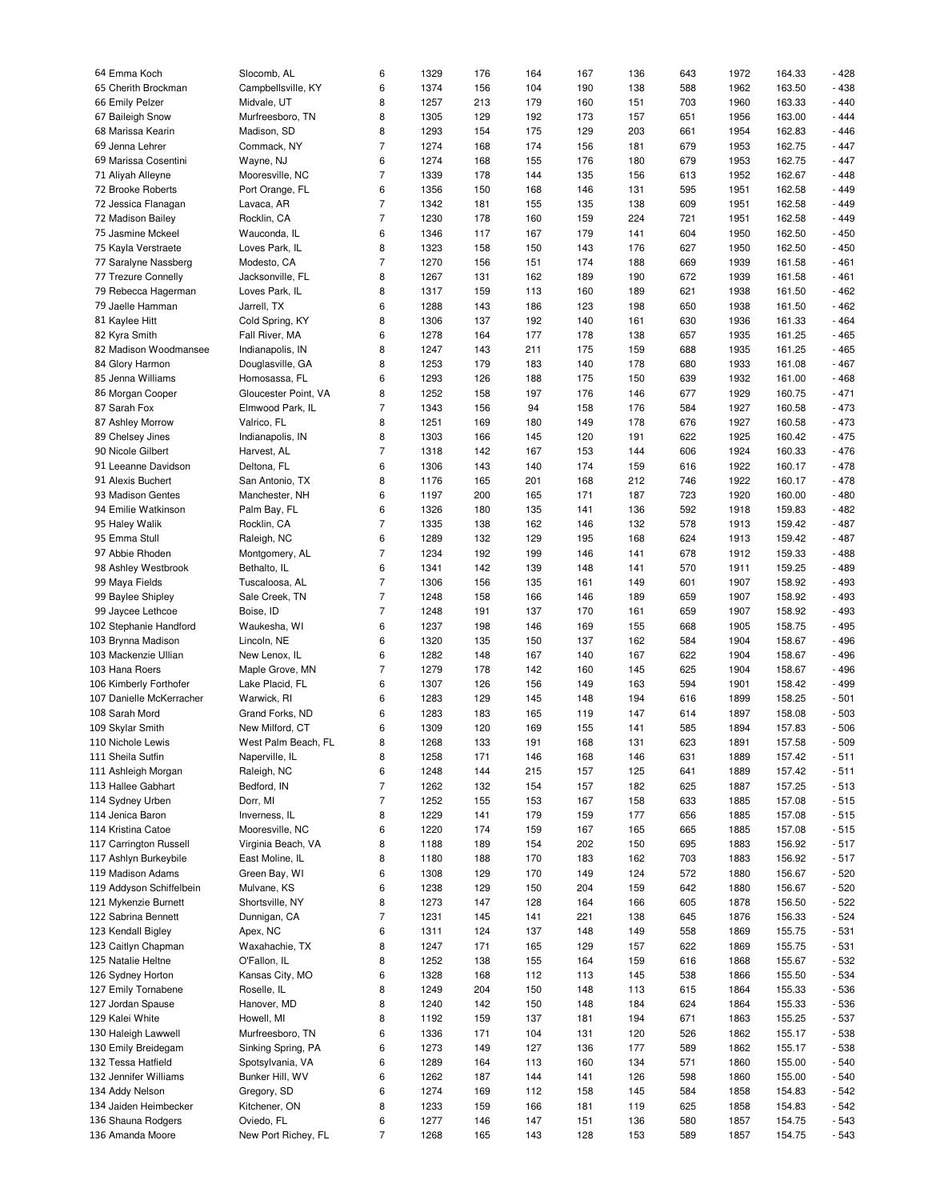| | | | | | | | | | | | |
|---|---|---|---|---|---|---|---|---|---|---|---|
| 64 Emma Koch | Slocomb, AL | 6 | 1329 | 176 | 164 | 167 | 136 | 643 | 1972 | 164.33 | - 428 |
| 65 Cherith Brockman | Campbellsville, KY | 6 | 1374 | 156 | 104 | 190 | 138 | 588 | 1962 | 163.50 | - 438 |
| 66 Emily Pelzer | Midvale, UT | 8 | 1257 | 213 | 179 | 160 | 151 | 703 | 1960 | 163.33 | - 440 |
| 67 Baileigh Snow | Murfreesboro, TN | 8 | 1305 | 129 | 192 | 173 | 157 | 651 | 1956 | 163.00 | - 444 |
| 68 Marissa Kearin | Madison, SD | 8 | 1293 | 154 | 175 | 129 | 203 | 661 | 1954 | 162.83 | - 446 |
| 69 Jenna Lehrer | Commack, NY | 7 | 1274 | 168 | 174 | 156 | 181 | 679 | 1953 | 162.75 | - 447 |
| 69 Marissa Cosentini | Wayne, NJ | 6 | 1274 | 168 | 155 | 176 | 180 | 679 | 1953 | 162.75 | - 447 |
| 71 Aliyah Alleyne | Mooresville, NC | 7 | 1339 | 178 | 144 | 135 | 156 | 613 | 1952 | 162.67 | - 448 |
| 72 Brooke Roberts | Port Orange, FL | 6 | 1356 | 150 | 168 | 146 | 131 | 595 | 1951 | 162.58 | - 449 |
| 72 Jessica Flanagan | Lavaca, AR | 7 | 1342 | 181 | 155 | 135 | 138 | 609 | 1951 | 162.58 | - 449 |
| 72 Madison Bailey | Rocklin, CA | 7 | 1230 | 178 | 160 | 159 | 224 | 721 | 1951 | 162.58 | - 449 |
| 75 Jasmine Mckeel | Wauconda, IL | 6 | 1346 | 117 | 167 | 179 | 141 | 604 | 1950 | 162.50 | - 450 |
| 75 Kayla Verstraete | Loves Park, IL | 8 | 1323 | 158 | 150 | 143 | 176 | 627 | 1950 | 162.50 | - 450 |
| 77 Saralyne Nassberg | Modesto, CA | 7 | 1270 | 156 | 151 | 174 | 188 | 669 | 1939 | 161.58 | - 461 |
| 77 Trezure Connelly | Jacksonville, FL | 8 | 1267 | 131 | 162 | 189 | 190 | 672 | 1939 | 161.58 | - 461 |
| 79 Rebecca Hagerman | Loves Park, IL | 8 | 1317 | 159 | 113 | 160 | 189 | 621 | 1938 | 161.50 | - 462 |
| 79 Jaelle Hamman | Jarrell, TX | 6 | 1288 | 143 | 186 | 123 | 198 | 650 | 1938 | 161.50 | - 462 |
| 81 Kaylee Hitt | Cold Spring, KY | 8 | 1306 | 137 | 192 | 140 | 161 | 630 | 1936 | 161.33 | - 464 |
| 82 Kyra Smith | Fall River, MA | 6 | 1278 | 164 | 177 | 178 | 138 | 657 | 1935 | 161.25 | - 465 |
| 82 Madison Woodmansee | Indianapolis, IN | 8 | 1247 | 143 | 211 | 175 | 159 | 688 | 1935 | 161.25 | - 465 |
| 84 Glory Harmon | Douglasville, GA | 8 | 1253 | 179 | 183 | 140 | 178 | 680 | 1933 | 161.08 | - 467 |
| 85 Jenna Williams | Homosassa, FL | 6 | 1293 | 126 | 188 | 175 | 150 | 639 | 1932 | 161.00 | - 468 |
| 86 Morgan Cooper | Gloucester Point, VA | 8 | 1252 | 158 | 197 | 176 | 146 | 677 | 1929 | 160.75 | - 471 |
| 87 Sarah Fox | Elmwood Park, IL | 7 | 1343 | 156 | 94 | 158 | 176 | 584 | 1927 | 160.58 | - 473 |
| 87 Ashley Morrow | Valrico, FL | 8 | 1251 | 169 | 180 | 149 | 178 | 676 | 1927 | 160.58 | - 473 |
| 89 Chelsey Jines | Indianapolis, IN | 8 | 1303 | 166 | 145 | 120 | 191 | 622 | 1925 | 160.42 | - 475 |
| 90 Nicole Gilbert | Harvest, AL | 7 | 1318 | 142 | 167 | 153 | 144 | 606 | 1924 | 160.33 | - 476 |
| 91 Leeanne Davidson | Deltona, FL | 6 | 1306 | 143 | 140 | 174 | 159 | 616 | 1922 | 160.17 | - 478 |
| 91 Alexis Buchert | San Antonio, TX | 8 | 1176 | 165 | 201 | 168 | 212 | 746 | 1922 | 160.17 | - 478 |
| 93 Madison Gentes | Manchester, NH | 6 | 1197 | 200 | 165 | 171 | 187 | 723 | 1920 | 160.00 | - 480 |
| 94 Emilie Watkinson | Palm Bay, FL | 6 | 1326 | 180 | 135 | 141 | 136 | 592 | 1918 | 159.83 | - 482 |
| 95 Haley Walik | Rocklin, CA | 7 | 1335 | 138 | 162 | 146 | 132 | 578 | 1913 | 159.42 | - 487 |
| 95 Emma Stull | Raleigh, NC | 6 | 1289 | 132 | 129 | 195 | 168 | 624 | 1913 | 159.42 | - 487 |
| 97 Abbie Rhoden | Montgomery, AL | 7 | 1234 | 192 | 199 | 146 | 141 | 678 | 1912 | 159.33 | - 488 |
| 98 Ashley Westbrook | Bethalto, IL | 6 | 1341 | 142 | 139 | 148 | 141 | 570 | 1911 | 159.25 | - 489 |
| 99 Maya Fields | Tuscaloosa, AL | 7 | 1306 | 156 | 135 | 161 | 149 | 601 | 1907 | 158.92 | - 493 |
| 99 Baylee Shipley | Sale Creek, TN | 7 | 1248 | 158 | 166 | 146 | 189 | 659 | 1907 | 158.92 | - 493 |
| 99 Jaycee Lethcoe | Boise, ID | 7 | 1248 | 191 | 137 | 170 | 161 | 659 | 1907 | 158.92 | - 493 |
| 102 Stephanie Handford | Waukesha, WI | 6 | 1237 | 198 | 146 | 169 | 155 | 668 | 1905 | 158.75 | - 495 |
| 103 Brynna Madison | Lincoln, NE | 6 | 1320 | 135 | 150 | 137 | 162 | 584 | 1904 | 158.67 | - 496 |
| 103 Mackenzie Ullian | New Lenox, IL | 6 | 1282 | 148 | 167 | 140 | 167 | 622 | 1904 | 158.67 | - 496 |
| 103 Hana Roers | Maple Grove, MN | 7 | 1279 | 178 | 142 | 160 | 145 | 625 | 1904 | 158.67 | - 496 |
| 106 Kimberly Forthofer | Lake Placid, FL | 6 | 1307 | 126 | 156 | 149 | 163 | 594 | 1901 | 158.42 | - 499 |
| 107 Danielle McKerracher | Warwick, RI | 6 | 1283 | 129 | 145 | 148 | 194 | 616 | 1899 | 158.25 | - 501 |
| 108 Sarah Mord | Grand Forks, ND | 6 | 1283 | 183 | 165 | 119 | 147 | 614 | 1897 | 158.08 | - 503 |
| 109 Skylar Smith | New Milford, CT | 6 | 1309 | 120 | 169 | 155 | 141 | 585 | 1894 | 157.83 | - 506 |
| 110 Nichole Lewis | West Palm Beach, FL | 8 | 1268 | 133 | 191 | 168 | 131 | 623 | 1891 | 157.58 | - 509 |
| 111 Sheila Sutfin | Naperville, IL | 8 | 1258 | 171 | 146 | 168 | 146 | 631 | 1889 | 157.42 | - 511 |
| 111 Ashleigh Morgan | Raleigh, NC | 6 | 1248 | 144 | 215 | 157 | 125 | 641 | 1889 | 157.42 | - 511 |
| 113 Hallee Gabhart | Bedford, IN | 7 | 1262 | 132 | 154 | 157 | 182 | 625 | 1887 | 157.25 | - 513 |
| 114 Sydney Urben | Dorr, MI | 7 | 1252 | 155 | 153 | 167 | 158 | 633 | 1885 | 157.08 | - 515 |
| 114 Jenica Baron | Inverness, IL | 8 | 1229 | 141 | 179 | 159 | 177 | 656 | 1885 | 157.08 | - 515 |
| 114 Kristina Catoe | Mooresville, NC | 6 | 1220 | 174 | 159 | 167 | 165 | 665 | 1885 | 157.08 | - 515 |
| 117 Carrington Russell | Virginia Beach, VA | 8 | 1188 | 189 | 154 | 202 | 150 | 695 | 1883 | 156.92 | - 517 |
| 117 Ashlyn Burkeybile | East Moline, IL | 8 | 1180 | 188 | 170 | 183 | 162 | 703 | 1883 | 156.92 | - 517 |
| 119 Madison Adams | Green Bay, WI | 6 | 1308 | 129 | 170 | 149 | 124 | 572 | 1880 | 156.67 | - 520 |
| 119 Addyson Schiffelbein | Mulvane, KS | 6 | 1238 | 129 | 150 | 204 | 159 | 642 | 1880 | 156.67 | - 520 |
| 121 Mykenzie Burnett | Shortsville, NY | 8 | 1273 | 147 | 128 | 164 | 166 | 605 | 1878 | 156.50 | - 522 |
| 122 Sabrina Bennett | Dunnigan, CA | 7 | 1231 | 145 | 141 | 221 | 138 | 645 | 1876 | 156.33 | - 524 |
| 123 Kendall Bigley | Apex, NC | 6 | 1311 | 124 | 137 | 148 | 149 | 558 | 1869 | 155.75 | - 531 |
| 123 Caitlyn Chapman | Waxahachie, TX | 8 | 1247 | 171 | 165 | 129 | 157 | 622 | 1869 | 155.75 | - 531 |
| 125 Natalie Heltne | O'Fallon, IL | 8 | 1252 | 138 | 155 | 164 | 159 | 616 | 1868 | 155.67 | - 532 |
| 126 Sydney Horton | Kansas City, MO | 6 | 1328 | 168 | 112 | 113 | 145 | 538 | 1866 | 155.50 | - 534 |
| 127 Emily Tornabene | Roselle, IL | 8 | 1249 | 204 | 150 | 148 | 113 | 615 | 1864 | 155.33 | - 536 |
| 127 Jordan Spause | Hanover, MD | 8 | 1240 | 142 | 150 | 148 | 184 | 624 | 1864 | 155.33 | - 536 |
| 129 Kalei White | Howell, MI | 8 | 1192 | 159 | 137 | 181 | 194 | 671 | 1863 | 155.25 | - 537 |
| 130 Haleigh Lawwell | Murfreesboro, TN | 6 | 1336 | 171 | 104 | 131 | 120 | 526 | 1862 | 155.17 | - 538 |
| 130 Emily Breidegam | Sinking Spring, PA | 6 | 1273 | 149 | 127 | 136 | 177 | 589 | 1862 | 155.17 | - 538 |
| 132 Tessa Hatfield | Spotsylvania, VA | 6 | 1289 | 164 | 113 | 160 | 134 | 571 | 1860 | 155.00 | - 540 |
| 132 Jennifer Williams | Bunker Hill, WV | 6 | 1262 | 187 | 144 | 141 | 126 | 598 | 1860 | 155.00 | - 540 |
| 134 Addy Nelson | Gregory, SD | 6 | 1274 | 169 | 112 | 158 | 145 | 584 | 1858 | 154.83 | - 542 |
| 134 Jaiden Heimbecker | Kitchener, ON | 8 | 1233 | 159 | 166 | 181 | 119 | 625 | 1858 | 154.83 | - 542 |
| 136 Shauna Rodgers | Oviedo, FL | 6 | 1277 | 146 | 147 | 151 | 136 | 580 | 1857 | 154.75 | - 543 |
| 136 Amanda Moore | New Port Richey, FL | 7 | 1268 | 165 | 143 | 128 | 153 | 589 | 1857 | 154.75 | - 543 |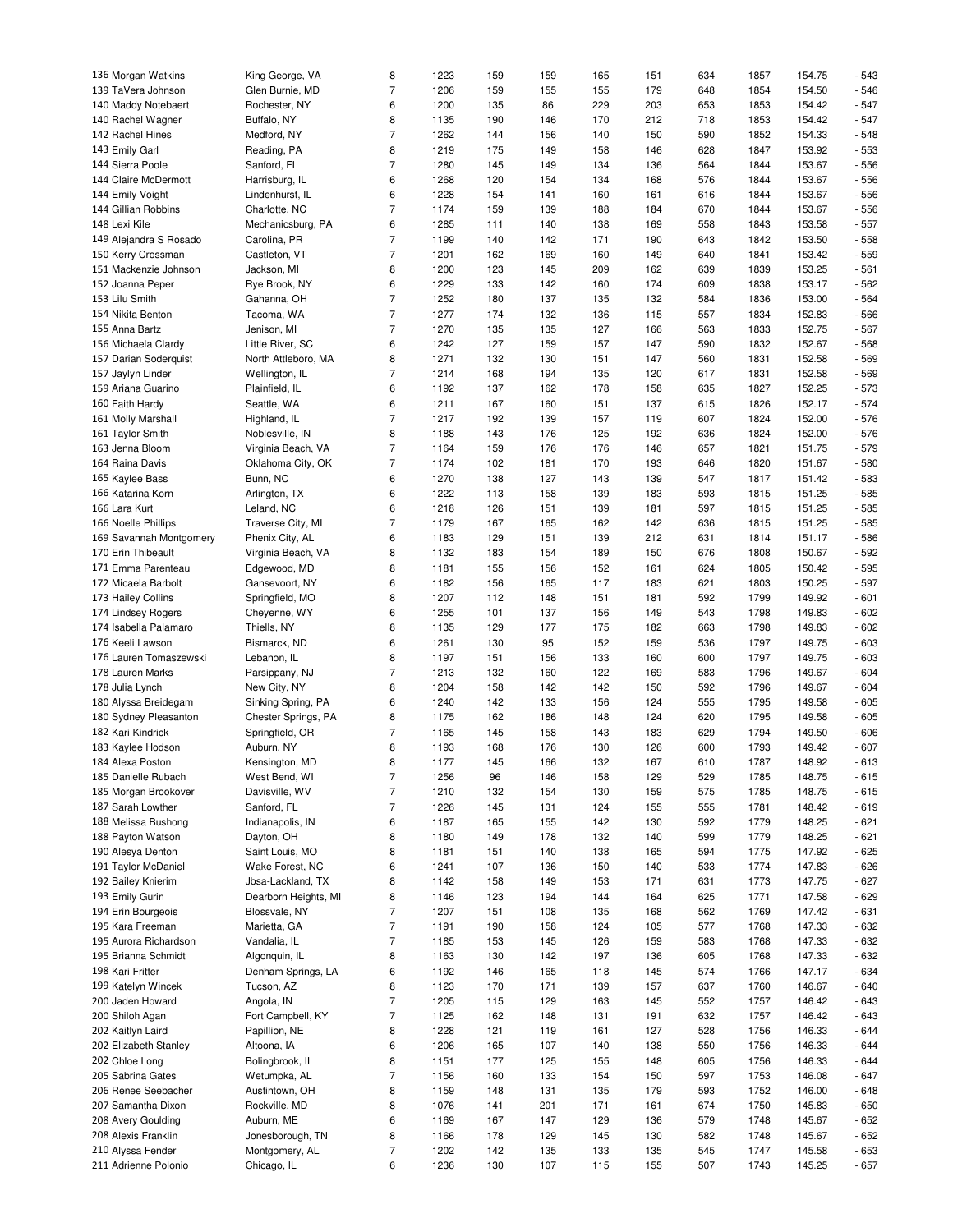| | | | | | | | | | | | |
|---|---|---|---|---|---|---|---|---|---|---|---|
| 136 Morgan Watkins | King George, VA | 8 | 1223 | 159 | 159 | 165 | 151 | 634 | 1857 | 154.75 | - 543 |
| 139 TaVera Johnson | Glen Burnie, MD | 7 | 1206 | 159 | 155 | 155 | 179 | 648 | 1854 | 154.50 | - 546 |
| 140 Maddy Notebaert | Rochester, NY | 6 | 1200 | 135 | 86 | 229 | 203 | 653 | 1853 | 154.42 | - 547 |
| 140 Rachel Wagner | Buffalo, NY | 8 | 1135 | 190 | 146 | 170 | 212 | 718 | 1853 | 154.42 | - 547 |
| 142 Rachel Hines | Medford, NY | 7 | 1262 | 144 | 156 | 140 | 150 | 590 | 1852 | 154.33 | - 548 |
| 143 Emily Garl | Reading, PA | 8 | 1219 | 175 | 149 | 158 | 146 | 628 | 1847 | 153.92 | - 553 |
| 144 Sierra Poole | Sanford, FL | 7 | 1280 | 145 | 149 | 134 | 136 | 564 | 1844 | 153.67 | - 556 |
| 144 Claire McDermott | Harrisburg, IL | 6 | 1268 | 120 | 154 | 134 | 168 | 576 | 1844 | 153.67 | - 556 |
| 144 Emily Voight | Lindenhurst, IL | 6 | 1228 | 154 | 141 | 160 | 161 | 616 | 1844 | 153.67 | - 556 |
| 144 Gillian Robbins | Charlotte, NC | 7 | 1174 | 159 | 139 | 188 | 184 | 670 | 1844 | 153.67 | - 556 |
| 148 Lexi Kile | Mechanicsburg, PA | 6 | 1285 | 111 | 140 | 138 | 169 | 558 | 1843 | 153.58 | - 557 |
| 149 Alejandra S Rosado | Carolina, PR | 7 | 1199 | 140 | 142 | 171 | 190 | 643 | 1842 | 153.50 | - 558 |
| 150 Kerry Crossman | Castleton, VT | 7 | 1201 | 162 | 169 | 160 | 149 | 640 | 1841 | 153.42 | - 559 |
| 151 Mackenzie Johnson | Jackson, MI | 8 | 1200 | 123 | 145 | 209 | 162 | 639 | 1839 | 153.25 | - 561 |
| 152 Joanna Peper | Rye Brook, NY | 6 | 1229 | 133 | 142 | 160 | 174 | 609 | 1838 | 153.17 | - 562 |
| 153 Lilu Smith | Gahanna, OH | 7 | 1252 | 180 | 137 | 135 | 132 | 584 | 1836 | 153.00 | - 564 |
| 154 Nikita Benton | Tacoma, WA | 7 | 1277 | 174 | 132 | 136 | 115 | 557 | 1834 | 152.83 | - 566 |
| 155 Anna Bartz | Jenison, MI | 7 | 1270 | 135 | 135 | 127 | 166 | 563 | 1833 | 152.75 | - 567 |
| 156 Michaela Clardy | Little River, SC | 6 | 1242 | 127 | 159 | 157 | 147 | 590 | 1832 | 152.67 | - 568 |
| 157 Darian Soderquist | North Attleboro, MA | 8 | 1271 | 132 | 130 | 151 | 147 | 560 | 1831 | 152.58 | - 569 |
| 157 Jaylyn Linder | Wellington, IL | 7 | 1214 | 168 | 194 | 135 | 120 | 617 | 1831 | 152.58 | - 569 |
| 159 Ariana Guarino | Plainfield, IL | 6 | 1192 | 137 | 162 | 178 | 158 | 635 | 1827 | 152.25 | - 573 |
| 160 Faith Hardy | Seattle, WA | 6 | 1211 | 167 | 160 | 151 | 137 | 615 | 1826 | 152.17 | - 574 |
| 161 Molly Marshall | Highland, IL | 7 | 1217 | 192 | 139 | 157 | 119 | 607 | 1824 | 152.00 | - 576 |
| 161 Taylor Smith | Noblesville, IN | 8 | 1188 | 143 | 176 | 125 | 192 | 636 | 1824 | 152.00 | - 576 |
| 163 Jenna Bloom | Virginia Beach, VA | 7 | 1164 | 159 | 176 | 176 | 146 | 657 | 1821 | 151.75 | - 579 |
| 164 Raina Davis | Oklahoma City, OK | 7 | 1174 | 102 | 181 | 170 | 193 | 646 | 1820 | 151.67 | - 580 |
| 165 Kaylee Bass | Bunn, NC | 6 | 1270 | 138 | 127 | 143 | 139 | 547 | 1817 | 151.42 | - 583 |
| 166 Katarina Korn | Arlington, TX | 6 | 1222 | 113 | 158 | 139 | 183 | 593 | 1815 | 151.25 | - 585 |
| 166 Lara Kurt | Leland, NC | 6 | 1218 | 126 | 151 | 139 | 181 | 597 | 1815 | 151.25 | - 585 |
| 166 Noelle Phillips | Traverse City, MI | 7 | 1179 | 167 | 165 | 162 | 142 | 636 | 1815 | 151.25 | - 585 |
| 169 Savannah Montgomery | Phenix City, AL | 6 | 1183 | 129 | 151 | 139 | 212 | 631 | 1814 | 151.17 | - 586 |
| 170 Erin Thibeault | Virginia Beach, VA | 8 | 1132 | 183 | 154 | 189 | 150 | 676 | 1808 | 150.67 | - 592 |
| 171 Emma Parenteau | Edgewood, MD | 8 | 1181 | 155 | 156 | 152 | 161 | 624 | 1805 | 150.42 | - 595 |
| 172 Micaela Barbolt | Gansevoort, NY | 6 | 1182 | 156 | 165 | 117 | 183 | 621 | 1803 | 150.25 | - 597 |
| 173 Hailey Collins | Springfield, MO | 8 | 1207 | 112 | 148 | 151 | 181 | 592 | 1799 | 149.92 | - 601 |
| 174 Lindsey Rogers | Cheyenne, WY | 6 | 1255 | 101 | 137 | 156 | 149 | 543 | 1798 | 149.83 | - 602 |
| 174 Isabella Palamaro | Thiells, NY | 8 | 1135 | 129 | 177 | 175 | 182 | 663 | 1798 | 149.83 | - 602 |
| 176 Keeli Lawson | Bismarck, ND | 6 | 1261 | 130 | 95 | 152 | 159 | 536 | 1797 | 149.75 | - 603 |
| 176 Lauren Tomaszewski | Lebanon, IL | 8 | 1197 | 151 | 156 | 133 | 160 | 600 | 1797 | 149.75 | - 603 |
| 178 Lauren Marks | Parsippany, NJ | 7 | 1213 | 132 | 160 | 122 | 169 | 583 | 1796 | 149.67 | - 604 |
| 178 Julia Lynch | New City, NY | 8 | 1204 | 158 | 142 | 142 | 150 | 592 | 1796 | 149.67 | - 604 |
| 180 Alyssa Breidegam | Sinking Spring, PA | 6 | 1240 | 142 | 133 | 156 | 124 | 555 | 1795 | 149.58 | - 605 |
| 180 Sydney Pleasanton | Chester Springs, PA | 8 | 1175 | 162 | 186 | 148 | 124 | 620 | 1795 | 149.58 | - 605 |
| 182 Kari Kindrick | Springfield, OR | 7 | 1165 | 145 | 158 | 143 | 183 | 629 | 1794 | 149.50 | - 606 |
| 183 Kaylee Hodson | Auburn, NY | 8 | 1193 | 168 | 176 | 130 | 126 | 600 | 1793 | 149.42 | - 607 |
| 184 Alexa Poston | Kensington, MD | 8 | 1177 | 145 | 166 | 132 | 167 | 610 | 1787 | 148.92 | - 613 |
| 185 Danielle Rubach | West Bend, WI | 7 | 1256 | 96 | 146 | 158 | 129 | 529 | 1785 | 148.75 | - 615 |
| 185 Morgan Brookover | Davisville, WV | 7 | 1210 | 132 | 154 | 130 | 159 | 575 | 1785 | 148.75 | - 615 |
| 187 Sarah Lowther | Sanford, FL | 7 | 1226 | 145 | 131 | 124 | 155 | 555 | 1781 | 148.42 | - 619 |
| 188 Melissa Bushong | Indianapolis, IN | 6 | 1187 | 165 | 155 | 142 | 130 | 592 | 1779 | 148.25 | - 621 |
| 188 Payton Watson | Dayton, OH | 8 | 1180 | 149 | 178 | 132 | 140 | 599 | 1779 | 148.25 | - 621 |
| 190 Alesya Denton | Saint Louis, MO | 8 | 1181 | 151 | 140 | 138 | 165 | 594 | 1775 | 147.92 | - 625 |
| 191 Taylor McDaniel | Wake Forest, NC | 6 | 1241 | 107 | 136 | 150 | 140 | 533 | 1774 | 147.83 | - 626 |
| 192 Bailey Knierim | Jbsa-Lackland, TX | 8 | 1142 | 158 | 149 | 153 | 171 | 631 | 1773 | 147.75 | - 627 |
| 193 Emily Gurin | Dearborn Heights, MI | 8 | 1146 | 123 | 194 | 144 | 164 | 625 | 1771 | 147.58 | - 629 |
| 194 Erin Bourgeois | Blossvale, NY | 7 | 1207 | 151 | 108 | 135 | 168 | 562 | 1769 | 147.42 | - 631 |
| 195 Kara Freeman | Marietta, GA | 7 | 1191 | 190 | 158 | 124 | 105 | 577 | 1768 | 147.33 | - 632 |
| 195 Aurora Richardson | Vandalia, IL | 7 | 1185 | 153 | 145 | 126 | 159 | 583 | 1768 | 147.33 | - 632 |
| 195 Brianna Schmidt | Algonquin, IL | 8 | 1163 | 130 | 142 | 197 | 136 | 605 | 1768 | 147.33 | - 632 |
| 198 Kari Fritter | Denham Springs, LA | 6 | 1192 | 146 | 165 | 118 | 145 | 574 | 1766 | 147.17 | - 634 |
| 199 Katelyn Wincek | Tucson, AZ | 8 | 1123 | 170 | 171 | 139 | 157 | 637 | 1760 | 146.67 | - 640 |
| 200 Jaden Howard | Angola, IN | 7 | 1205 | 115 | 129 | 163 | 145 | 552 | 1757 | 146.42 | - 643 |
| 200 Shiloh Agan | Fort Campbell, KY | 7 | 1125 | 162 | 148 | 131 | 191 | 632 | 1757 | 146.42 | - 643 |
| 202 Kaitlyn Laird | Papillion, NE | 8 | 1228 | 121 | 119 | 161 | 127 | 528 | 1756 | 146.33 | - 644 |
| 202 Elizabeth Stanley | Altoona, IA | 6 | 1206 | 165 | 107 | 140 | 138 | 550 | 1756 | 146.33 | - 644 |
| 202 Chloe Long | Bolingbrook, IL | 8 | 1151 | 177 | 125 | 155 | 148 | 605 | 1756 | 146.33 | - 644 |
| 205 Sabrina Gates | Wetumpka, AL | 7 | 1156 | 160 | 133 | 154 | 150 | 597 | 1753 | 146.08 | - 647 |
| 206 Renee Seebacher | Austintown, OH | 8 | 1159 | 148 | 131 | 135 | 179 | 593 | 1752 | 146.00 | - 648 |
| 207 Samantha Dixon | Rockville, MD | 8 | 1076 | 141 | 201 | 171 | 161 | 674 | 1750 | 145.83 | - 650 |
| 208 Avery Goulding | Auburn, ME | 6 | 1169 | 167 | 147 | 129 | 136 | 579 | 1748 | 145.67 | - 652 |
| 208 Alexis Franklin | Jonesborough, TN | 8 | 1166 | 178 | 129 | 145 | 130 | 582 | 1748 | 145.67 | - 652 |
| 210 Alyssa Fender | Montgomery, AL | 7 | 1202 | 142 | 135 | 133 | 135 | 545 | 1747 | 145.58 | - 653 |
| 211 Adrienne Polonio | Chicago, IL | 6 | 1236 | 130 | 107 | 115 | 155 | 507 | 1743 | 145.25 | - 657 |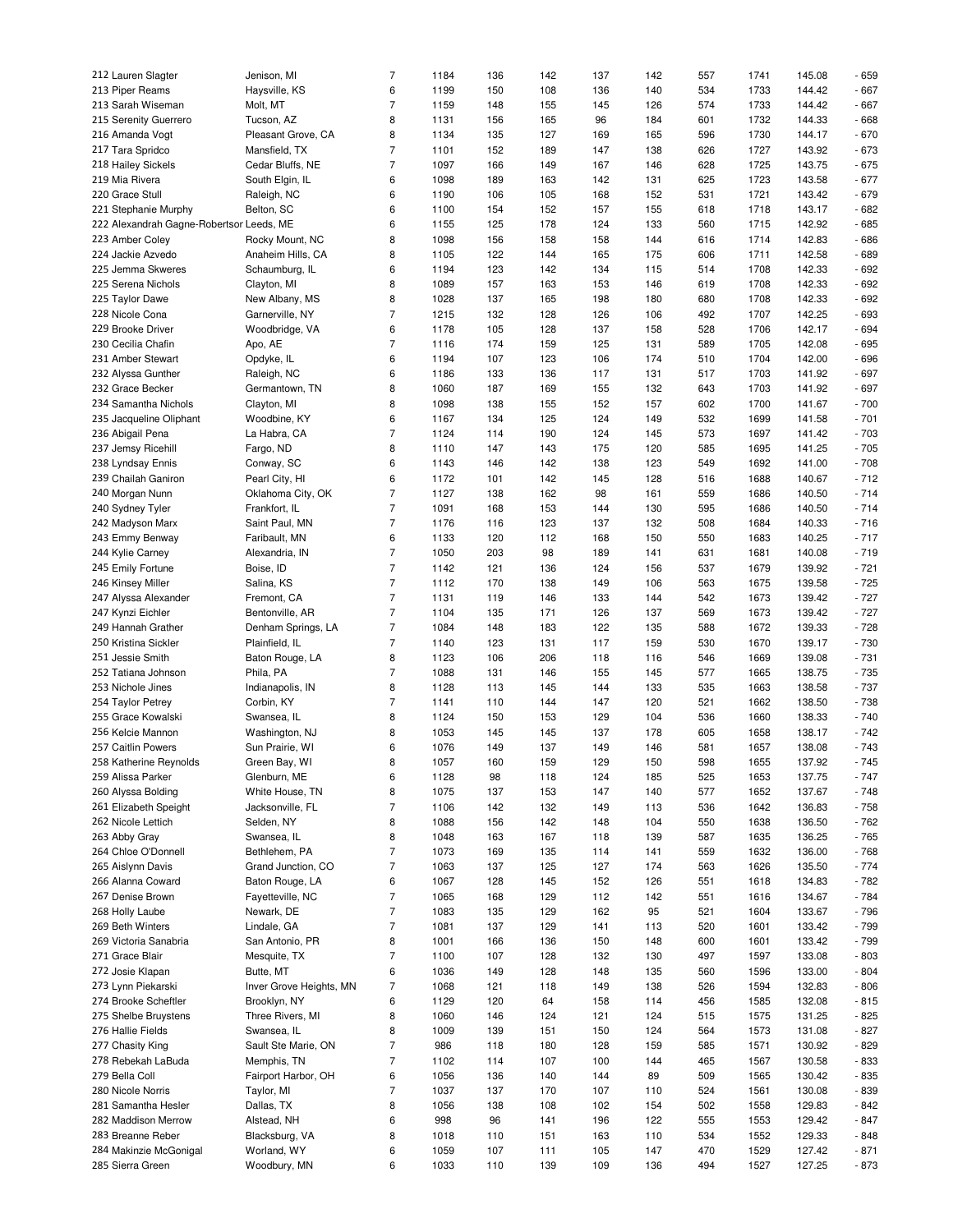| | | | | | | | | | | | |
|---|---|---|---|---|---|---|---|---|---|---|---|
| 212 Lauren Slagter | Jenison, MI | 7 | 1184 | 136 | 142 | 137 | 142 | 557 | 1741 | 145.08 | - 659 |
| 213 Piper Reams | Haysville, KS | 6 | 1199 | 150 | 108 | 136 | 140 | 534 | 1733 | 144.42 | - 667 |
| 213 Sarah Wiseman | Molt, MT | 7 | 1159 | 148 | 155 | 145 | 126 | 574 | 1733 | 144.42 | - 667 |
| 215 Serenity Guerrero | Tucson, AZ | 8 | 1131 | 156 | 165 | 96 | 184 | 601 | 1732 | 144.33 | - 668 |
| 216 Amanda Vogt | Pleasant Grove, CA | 8 | 1134 | 135 | 127 | 169 | 165 | 596 | 1730 | 144.17 | - 670 |
| 217 Tara Spridco | Mansfield, TX | 7 | 1101 | 152 | 189 | 147 | 138 | 626 | 1727 | 143.92 | - 673 |
| 218 Hailey Sickels | Cedar Bluffs, NE | 7 | 1097 | 166 | 149 | 167 | 146 | 628 | 1725 | 143.75 | - 675 |
| 219 Mia Rivera | South Elgin, IL | 6 | 1098 | 189 | 163 | 142 | 131 | 625 | 1723 | 143.58 | - 677 |
| 220 Grace Stull | Raleigh, NC | 6 | 1190 | 106 | 105 | 168 | 152 | 531 | 1721 | 143.42 | - 679 |
| 221 Stephanie Murphy | Belton, SC | 6 | 1100 | 154 | 152 | 157 | 155 | 618 | 1718 | 143.17 | - 682 |
| 222 Alexandrah Gagne-Robertson | Leeds, ME | 6 | 1155 | 125 | 178 | 124 | 133 | 560 | 1715 | 142.92 | - 685 |
| 223 Amber Coley | Rocky Mount, NC | 8 | 1098 | 156 | 158 | 158 | 144 | 616 | 1714 | 142.83 | - 686 |
| 224 Jackie Azvedo | Anaheim Hills, CA | 8 | 1105 | 122 | 144 | 165 | 175 | 606 | 1711 | 142.58 | - 689 |
| 225 Jemma Skweres | Schaumburg, IL | 6 | 1194 | 123 | 142 | 134 | 115 | 514 | 1708 | 142.33 | - 692 |
| 225 Serena Nichols | Clayton, MI | 8 | 1089 | 157 | 163 | 153 | 146 | 619 | 1708 | 142.33 | - 692 |
| 225 Taylor Dawe | New Albany, MS | 8 | 1028 | 137 | 165 | 198 | 180 | 680 | 1708 | 142.33 | - 692 |
| 228 Nicole Cona | Garnerville, NY | 7 | 1215 | 132 | 128 | 126 | 106 | 492 | 1707 | 142.25 | - 693 |
| 229 Brooke Driver | Woodbridge, VA | 6 | 1178 | 105 | 128 | 137 | 158 | 528 | 1706 | 142.17 | - 694 |
| 230 Cecilia Chafin | Apo, AE | 7 | 1116 | 174 | 159 | 125 | 131 | 589 | 1705 | 142.08 | - 695 |
| 231 Amber Stewart | Opdyke, IL | 6 | 1194 | 107 | 123 | 106 | 174 | 510 | 1704 | 142.00 | - 696 |
| 232 Alyssa Gunther | Raleigh, NC | 6 | 1186 | 133 | 136 | 117 | 131 | 517 | 1703 | 141.92 | - 697 |
| 232 Grace Becker | Germantown, TN | 8 | 1060 | 187 | 169 | 155 | 132 | 643 | 1703 | 141.92 | - 697 |
| 234 Samantha Nichols | Clayton, MI | 8 | 1098 | 138 | 155 | 152 | 157 | 602 | 1700 | 141.67 | - 700 |
| 235 Jacqueline Oliphant | Woodbine, KY | 6 | 1167 | 134 | 125 | 124 | 149 | 532 | 1699 | 141.58 | - 701 |
| 236 Abigail Pena | La Habra, CA | 7 | 1124 | 114 | 190 | 124 | 145 | 573 | 1697 | 141.42 | - 703 |
| 237 Jemsy Ricehill | Fargo, ND | 8 | 1110 | 147 | 143 | 175 | 120 | 585 | 1695 | 141.25 | - 705 |
| 238 Lyndsay Ennis | Conway, SC | 6 | 1143 | 146 | 142 | 138 | 123 | 549 | 1692 | 141.00 | - 708 |
| 239 Chailah Ganiron | Pearl City, HI | 6 | 1172 | 101 | 142 | 145 | 128 | 516 | 1688 | 140.67 | - 712 |
| 240 Morgan Nunn | Oklahoma City, OK | 7 | 1127 | 138 | 162 | 98 | 161 | 559 | 1686 | 140.50 | - 714 |
| 240 Sydney Tyler | Frankfort, IL | 7 | 1091 | 168 | 153 | 144 | 130 | 595 | 1686 | 140.50 | - 714 |
| 242 Madyson Marx | Saint Paul, MN | 7 | 1176 | 116 | 123 | 137 | 132 | 508 | 1684 | 140.33 | - 716 |
| 243 Emmy Benway | Faribault, MN | 6 | 1133 | 120 | 112 | 168 | 150 | 550 | 1683 | 140.25 | - 717 |
| 244 Kylie Carney | Alexandria, IN | 7 | 1050 | 203 | 98 | 189 | 141 | 631 | 1681 | 140.08 | - 719 |
| 245 Emily Fortune | Boise, ID | 7 | 1142 | 121 | 136 | 124 | 156 | 537 | 1679 | 139.92 | - 721 |
| 246 Kinsey Miller | Salina, KS | 7 | 1112 | 170 | 138 | 149 | 106 | 563 | 1675 | 139.58 | - 725 |
| 247 Alyssa Alexander | Fremont, CA | 7 | 1131 | 119 | 146 | 133 | 144 | 542 | 1673 | 139.42 | - 727 |
| 247 Kynzi Eichler | Bentonville, AR | 7 | 1104 | 135 | 171 | 126 | 137 | 569 | 1673 | 139.42 | - 727 |
| 249 Hannah Grather | Denham Springs, LA | 7 | 1084 | 148 | 183 | 122 | 135 | 588 | 1672 | 139.33 | - 728 |
| 250 Kristina Sickler | Plainfield, IL | 7 | 1140 | 123 | 131 | 117 | 159 | 530 | 1670 | 139.17 | - 730 |
| 251 Jessie Smith | Baton Rouge, LA | 8 | 1123 | 106 | 206 | 118 | 116 | 546 | 1669 | 139.08 | - 731 |
| 252 Tatiana Johnson | Phila, PA | 7 | 1088 | 131 | 146 | 155 | 145 | 577 | 1665 | 138.75 | - 735 |
| 253 Nichole Jines | Indianapolis, IN | 8 | 1128 | 113 | 145 | 144 | 133 | 535 | 1663 | 138.58 | - 737 |
| 254 Taylor Petrey | Corbin, KY | 7 | 1141 | 110 | 144 | 147 | 120 | 521 | 1662 | 138.50 | - 738 |
| 255 Grace Kowalski | Swansea, IL | 8 | 1124 | 150 | 153 | 129 | 104 | 536 | 1660 | 138.33 | - 740 |
| 256 Kelcie Mannon | Washington, NJ | 8 | 1053 | 145 | 145 | 137 | 178 | 605 | 1658 | 138.17 | - 742 |
| 257 Caitlin Powers | Sun Prairie, WI | 6 | 1076 | 149 | 137 | 149 | 146 | 581 | 1657 | 138.08 | - 743 |
| 258 Katherine Reynolds | Green Bay, WI | 8 | 1057 | 160 | 159 | 129 | 150 | 598 | 1655 | 137.92 | - 745 |
| 259 Alissa Parker | Glenburn, ME | 6 | 1128 | 98 | 118 | 124 | 185 | 525 | 1653 | 137.75 | - 747 |
| 260 Alyssa Bolding | White House, TN | 8 | 1075 | 137 | 153 | 147 | 140 | 577 | 1652 | 137.67 | - 748 |
| 261 Elizabeth Speight | Jacksonville, FL | 7 | 1106 | 142 | 132 | 149 | 113 | 536 | 1642 | 136.83 | - 758 |
| 262 Nicole Lettich | Selden, NY | 8 | 1088 | 156 | 142 | 148 | 104 | 550 | 1638 | 136.50 | - 762 |
| 263 Abby Gray | Swansea, IL | 8 | 1048 | 163 | 167 | 118 | 139 | 587 | 1635 | 136.25 | - 765 |
| 264 Chloe O'Donnell | Bethlehem, PA | 7 | 1073 | 169 | 135 | 114 | 141 | 559 | 1632 | 136.00 | - 768 |
| 265 Aislynn Davis | Grand Junction, CO | 7 | 1063 | 137 | 125 | 127 | 174 | 563 | 1626 | 135.50 | - 774 |
| 266 Alanna Coward | Baton Rouge, LA | 6 | 1067 | 128 | 145 | 152 | 126 | 551 | 1618 | 134.83 | - 782 |
| 267 Denise Brown | Fayetteville, NC | 7 | 1065 | 168 | 129 | 112 | 142 | 551 | 1616 | 134.67 | - 784 |
| 268 Holly Laube | Newark, DE | 7 | 1083 | 135 | 129 | 162 | 95 | 521 | 1604 | 133.67 | - 796 |
| 269 Beth Winters | Lindale, GA | 7 | 1081 | 137 | 129 | 141 | 113 | 520 | 1601 | 133.42 | - 799 |
| 269 Victoria Sanabria | San Antonio, PR | 8 | 1001 | 166 | 136 | 150 | 148 | 600 | 1601 | 133.42 | - 799 |
| 271 Grace Blair | Mesquite, TX | 7 | 1100 | 107 | 128 | 132 | 130 | 497 | 1597 | 133.08 | - 803 |
| 272 Josie Klapan | Butte, MT | 6 | 1036 | 149 | 128 | 148 | 135 | 560 | 1596 | 133.00 | - 804 |
| 273 Lynn Piekarski | Inver Grove Heights, MN | 7 | 1068 | 121 | 118 | 149 | 138 | 526 | 1594 | 132.83 | - 806 |
| 274 Brooke Scheftler | Brooklyn, NY | 6 | 1129 | 120 | 64 | 158 | 114 | 456 | 1585 | 132.08 | - 815 |
| 275 Shelbe Bruystens | Three Rivers, MI | 8 | 1060 | 146 | 124 | 121 | 124 | 515 | 1575 | 131.25 | - 825 |
| 276 Hallie Fields | Swansea, IL | 8 | 1009 | 139 | 151 | 150 | 124 | 564 | 1573 | 131.08 | - 827 |
| 277 Chasity King | Sault Ste Marie, ON | 7 | 986 | 118 | 180 | 128 | 159 | 585 | 1571 | 130.92 | - 829 |
| 278 Rebekah LaBuda | Memphis, TN | 7 | 1102 | 114 | 107 | 100 | 144 | 465 | 1567 | 130.58 | - 833 |
| 279 Bella Coll | Fairport Harbor, OH | 6 | 1056 | 136 | 140 | 144 | 89 | 509 | 1565 | 130.42 | - 835 |
| 280 Nicole Norris | Taylor, MI | 7 | 1037 | 137 | 170 | 107 | 110 | 524 | 1561 | 130.08 | - 839 |
| 281 Samantha Hesler | Dallas, TX | 8 | 1056 | 138 | 108 | 102 | 154 | 502 | 1558 | 129.83 | - 842 |
| 282 Maddison Merrow | Alstead, NH | 6 | 998 | 96 | 141 | 196 | 122 | 555 | 1553 | 129.42 | - 847 |
| 283 Breanne Reber | Blacksburg, VA | 8 | 1018 | 110 | 151 | 163 | 110 | 534 | 1552 | 129.33 | - 848 |
| 284 Makinzie McGonigal | Worland, WY | 6 | 1059 | 107 | 111 | 105 | 147 | 470 | 1529 | 127.42 | - 871 |
| 285 Sierra Green | Woodbury, MN | 6 | 1033 | 110 | 139 | 109 | 136 | 494 | 1527 | 127.25 | - 873 |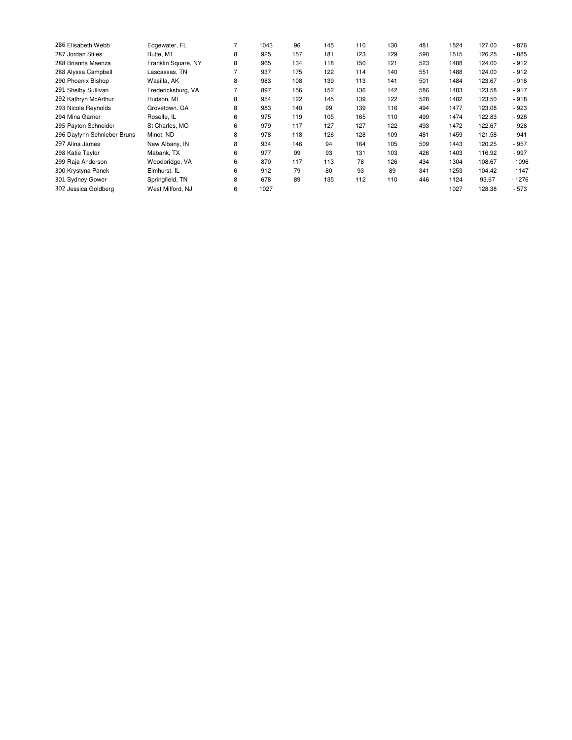| | | | | | | | | | | | | |
|---|---|---|---|---|---|---|---|---|---|---|---|---|
| 286 | Elisabeth Webb | Edgewater, FL | 7 | 1043 | 96 | 145 | 110 | 130 | 481 | 1524 | 127.00 | - 876 |
| 287 | Jordan Stiles | Butte, MT | 8 | 925 | 157 | 181 | 123 | 129 | 590 | 1515 | 126.25 | - 885 |
| 288 | Brianna Maenza | Franklin Square, NY | 8 | 965 | 134 | 118 | 150 | 121 | 523 | 1488 | 124.00 | - 912 |
| 288 | Alyssa Campbell | Lascassas, TN | 7 | 937 | 175 | 122 | 114 | 140 | 551 | 1488 | 124.00 | - 912 |
| 290 | Phoenix Bishop | Wasilla, AK | 8 | 983 | 108 | 139 | 113 | 141 | 501 | 1484 | 123.67 | - 916 |
| 291 | Shelby Sullivan | Fredericksburg, VA | 7 | 897 | 156 | 152 | 136 | 142 | 586 | 1483 | 123.58 | - 917 |
| 292 | Kathryn McArthur | Hudson, MI | 8 | 954 | 122 | 145 | 139 | 122 | 528 | 1482 | 123.50 | - 918 |
| 293 | Nicole Reynolds | Grovetown, GA | 8 | 983 | 140 | 99 | 139 | 116 | 494 | 1477 | 123.08 | - 923 |
| 294 | Mina Garner | Roselle, IL | 6 | 975 | 119 | 105 | 165 | 110 | 499 | 1474 | 122.83 | - 926 |
| 295 | Payton Schneider | St Charles, MO | 6 | 979 | 117 | 127 | 127 | 122 | 493 | 1472 | 122.67 | - 928 |
| 296 | Daylynn Schnieber-Bruns | Minot, ND | 8 | 978 | 118 | 126 | 128 | 109 | 481 | 1459 | 121.58 | - 941 |
| 297 | Alina James | New Albany, IN | 8 | 934 | 146 | 94 | 164 | 105 | 509 | 1443 | 120.25 | - 957 |
| 298 | Katie Taylor | Mabank, TX | 6 | 977 | 99 | 93 | 131 | 103 | 426 | 1403 | 116.92 | - 997 |
| 299 | Raja Anderson | Woodbridge, VA | 6 | 870 | 117 | 113 | 78 | 126 | 434 | 1304 | 108.67 | - 1096 |
| 300 | Krystyna Panek | Elmhurst, IL | 6 | 912 | 79 | 80 | 93 | 89 | 341 | 1253 | 104.42 | - 1147 |
| 301 | Sydney Gower | Springfield, TN | 8 | 678 | 89 | 135 | 112 | 110 | 446 | 1124 | 93.67 | - 1276 |
| 302 | Jessica Goldberg | West Milford, NJ | 6 | 1027 | | | | | | 1027 | 128.38 | - 573 |